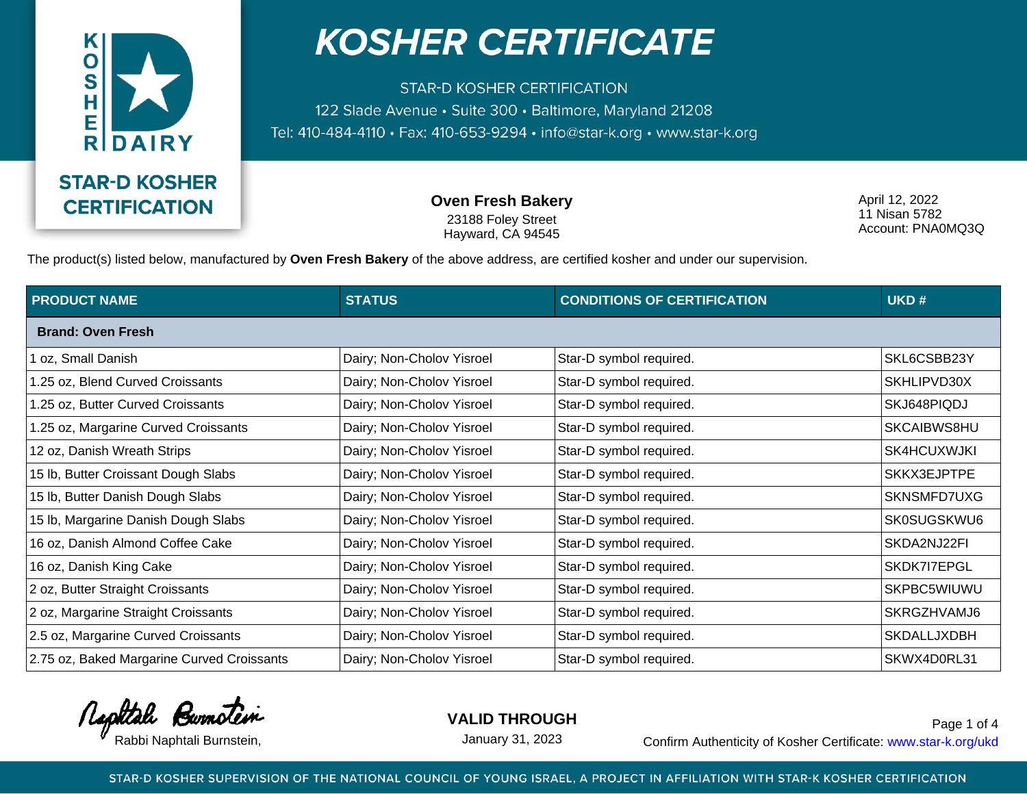# KOSHER CERTIFICATE

STAR-D KOSHER CERTIFICATION
122 Slade Avenue • Suite 300 • Baltimore, Maryland 21208
Tel: 410-484-4110 • Fax: 410-653-9294 • info@star-k.org • www.star-k.org

KOSHER DAIRY

**STAR-D KOSHER CERTIFICATION**

**Oven Fresh Bakery**
23188 Foley Street
Hayward, CA 94545

April 12, 2022
11 Nisan 5782
Account: PNA0MQ3Q

The product(s) listed below, manufactured by **Oven Fresh Bakery** of the above address, are certified kosher and under our supervision.

| PRODUCT NAME | STATUS | CONDITIONS OF CERTIFICATION | UKD # |
|---|---|---|---|
| **Brand: Oven Fresh** | | | |
| 1 oz, Small Danish | Dairy; Non-Cholov Yisroel | Star-D symbol required. | SKL6CSBB23Y |
| 1.25 oz, Blend Curved Croissants | Dairy; Non-Cholov Yisroel | Star-D symbol required. | SKHLIPVD30X |
| 1.25 oz, Butter Curved Croissants | Dairy; Non-Cholov Yisroel | Star-D symbol required. | SKJ648PIQDJ |
| 1.25 oz, Margarine Curved Croissants | Dairy; Non-Cholov Yisroel | Star-D symbol required. | SKCAIBWS8HU |
| 12 oz, Danish Wreath Strips | Dairy; Non-Cholov Yisroel | Star-D symbol required. | SK4HCUXWJKI |
| 15 lb, Butter Croissant Dough Slabs | Dairy; Non-Cholov Yisroel | Star-D symbol required. | SKKX3EJPTPE |
| 15 lb, Butter Danish Dough Slabs | Dairy; Non-Cholov Yisroel | Star-D symbol required. | SKNSMFD7UXG |
| 15 lb, Margarine Danish Dough Slabs | Dairy; Non-Cholov Yisroel | Star-D symbol required. | SK0SUGSKWU6 |
| 16 oz, Danish Almond Coffee Cake | Dairy; Non-Cholov Yisroel | Star-D symbol required. | SKDA2NJ22FI |
| 16 oz, Danish King Cake | Dairy; Non-Cholov Yisroel | Star-D symbol required. | SKDK7I7EPGL |
| 2 oz, Butter Straight Croissants | Dairy; Non-Cholov Yisroel | Star-D symbol required. | SKPBC5WIUWU |
| 2 oz, Margarine Straight Croissants | Dairy; Non-Cholov Yisroel | Star-D symbol required. | SKRGZHVAMJ6 |
| 2.5 oz, Margarine Curved Croissants | Dairy; Non-Cholov Yisroel | Star-D symbol required. | SKDALLJXDBH |
| 2.75 oz, Baked Margarine Curved Croissants | Dairy; Non-Cholov Yisroel | Star-D symbol required. | SKWX4D0RL31 |

Rabbi Naphtali Burnstein,

**VALID THROUGH**
January 31, 2023

Confirm Authenticity of Kosher Certificate: www.star-k.org/ukd

STAR-D KOSHER SUPERVISION OF THE NATIONAL COUNCIL OF YOUNG ISRAEL, A PROJECT IN AFFILIATION WITH STAR-K KOSHER CERTIFICATION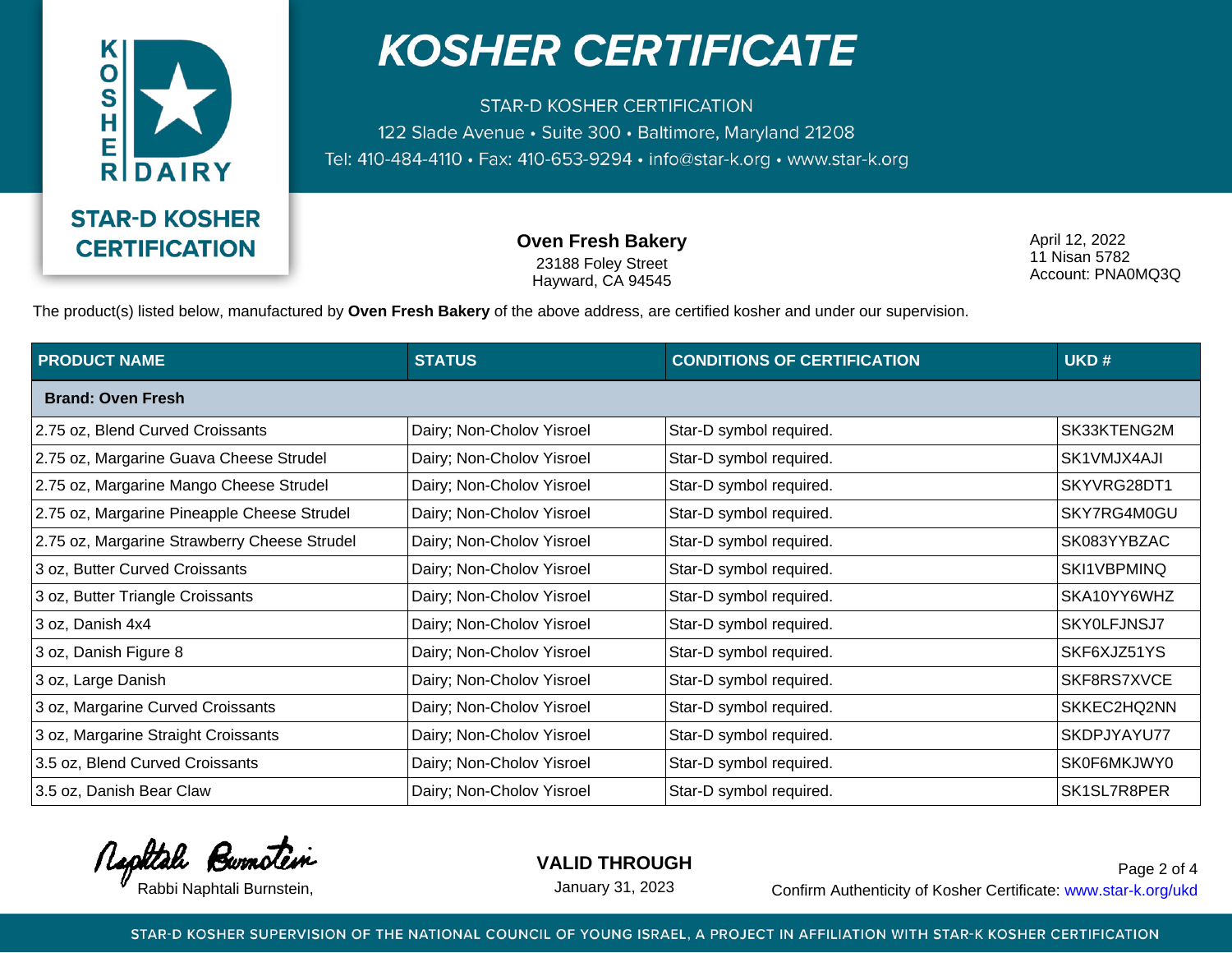# KOSHER CERTIFICATE

STAR-D KOSHER CERTIFICATION
122 Slade Avenue • Suite 300 • Baltimore, Maryland 21208
Tel: 410-484-4110 • Fax: 410-653-9294 • info@star-k.org • www.star-k.org

**STAR-D KOSHER CERTIFICATION**

**Oven Fresh Bakery**
23188 Foley Street
Hayward, CA 94545

April 12, 2022
11 Nisan 5782
Account: PNA0MQ3Q

The product(s) listed below, manufactured by **Oven Fresh Bakery** of the above address, are certified kosher and under our supervision.

| PRODUCT NAME | STATUS | CONDITIONS OF CERTIFICATION | UKD # |
|---|---|---|---|
| **Brand: Oven Fresh** | | | |
| 2.75 oz, Blend Curved Croissants | Dairy; Non-Cholov Yisroel | Star-D symbol required. | SK33KTENG2M |
| 2.75 oz, Margarine Guava Cheese Strudel | Dairy; Non-Cholov Yisroel | Star-D symbol required. | SK1VMJX4AJI |
| 2.75 oz, Margarine Mango Cheese Strudel | Dairy; Non-Cholov Yisroel | Star-D symbol required. | SKYVRG28DT1 |
| 2.75 oz, Margarine Pineapple Cheese Strudel | Dairy; Non-Cholov Yisroel | Star-D symbol required. | SKY7RG4M0GU |
| 2.75 oz, Margarine Strawberry Cheese Strudel | Dairy; Non-Cholov Yisroel | Star-D symbol required. | SK083YYBZAC |
| 3 oz, Butter Curved Croissants | Dairy; Non-Cholov Yisroel | Star-D symbol required. | SKI1VBPMINQ |
| 3 oz, Butter Triangle Croissants | Dairy; Non-Cholov Yisroel | Star-D symbol required. | SKA10YY6WHZ |
| 3 oz, Danish 4x4 | Dairy; Non-Cholov Yisroel | Star-D symbol required. | SKY0LFJNSJ7 |
| 3 oz, Danish Figure 8 | Dairy; Non-Cholov Yisroel | Star-D symbol required. | SKF6XJZ51YS |
| 3 oz, Large Danish | Dairy; Non-Cholov Yisroel | Star-D symbol required. | SKF8RS7XVCE |
| 3 oz, Margarine Curved Croissants | Dairy; Non-Cholov Yisroel | Star-D symbol required. | SKKEC2HQ2NN |
| 3 oz, Margarine Straight Croissants | Dairy; Non-Cholov Yisroel | Star-D symbol required. | SKDPJYAYU77 |
| 3.5 oz, Blend Curved Croissants | Dairy; Non-Cholov Yisroel | Star-D symbol required. | SK0F6MKJWY0 |
| 3.5 oz, Danish Bear Claw | Dairy; Non-Cholov Yisroel | Star-D symbol required. | SK1SL7R8PER |

Rabbi Naphtali Burnstein,

**VALID THROUGH**
January 31, 2023

Confirm Authenticity of Kosher Certificate: www.star-k.org/ukd

STAR-D KOSHER SUPERVISION OF THE NATIONAL COUNCIL OF YOUNG ISRAEL, A PROJECT IN AFFILIATION WITH STAR-K KOSHER CERTIFICATION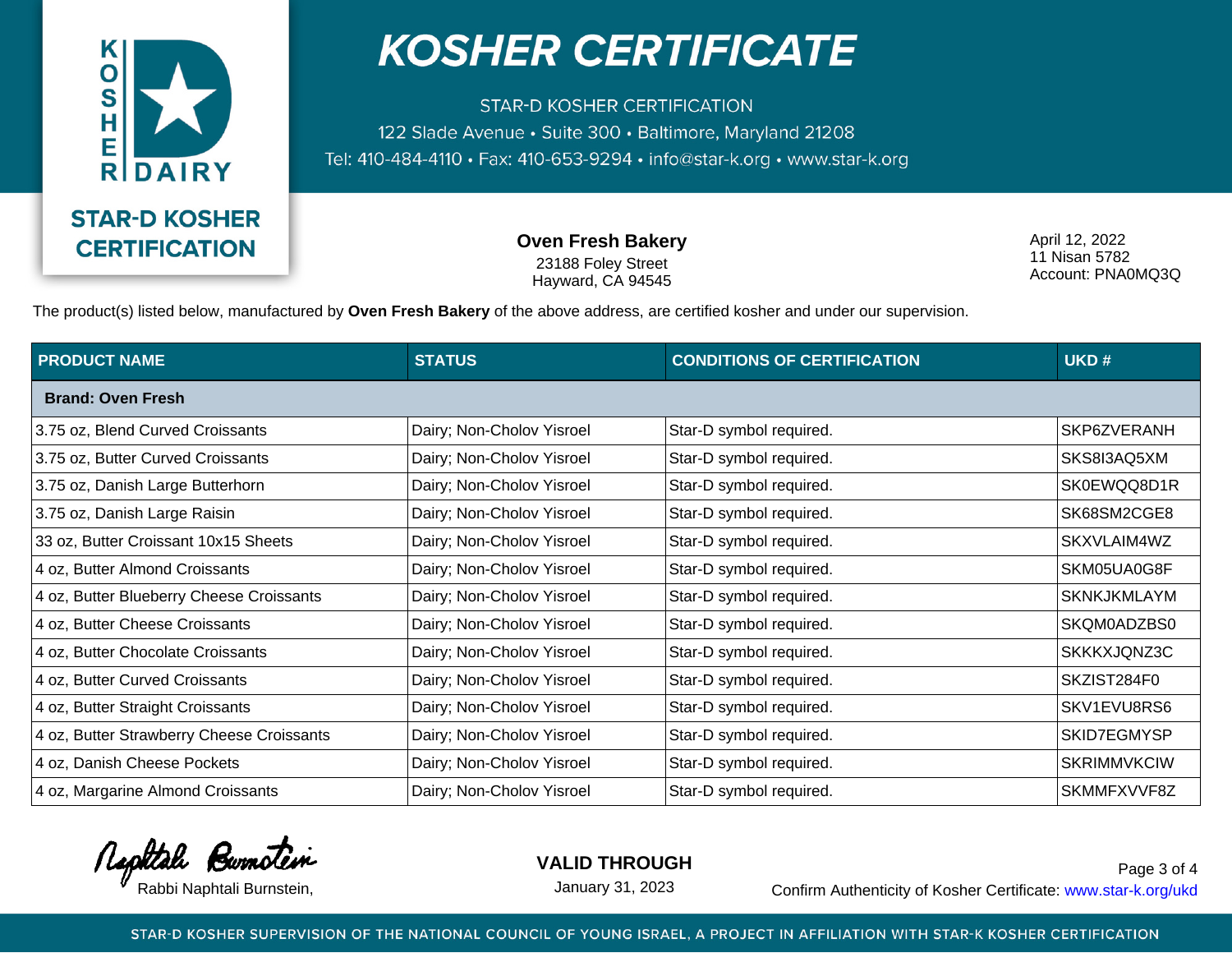# KOSHER CERTIFICATE

STAR-D KOSHER CERTIFICATION
122 Slade Avenue • Suite 300 • Baltimore, Maryland 21208
Tel: 410-484-4110 • Fax: 410-653-9294 • info@star-k.org • www.star-k.org

STAR-D KOSHER CERTIFICATION

**Oven Fresh Bakery**
23188 Foley Street
Hayward, CA 94545

April 12, 2022
11 Nisan 5782
Account: PNA0MQ3Q

The product(s) listed below, manufactured by **Oven Fresh Bakery** of the above address, are certified kosher and under our supervision.

| PRODUCT NAME | STATUS | CONDITIONS OF CERTIFICATION | UKD # |
|---|---|---|---|
| **Brand: Oven Fresh** | | | |
| 3.75 oz, Blend Curved Croissants | Dairy; Non-Cholov Yisroel | Star-D symbol required. | SKP6ZVERANH |
| 3.75 oz, Butter Curved Croissants | Dairy; Non-Cholov Yisroel | Star-D symbol required. | SKS8I3AQ5XM |
| 3.75 oz, Danish Large Butterhorn | Dairy; Non-Cholov Yisroel | Star-D symbol required. | SK0EWQQ8D1R |
| 3.75 oz, Danish Large Raisin | Dairy; Non-Cholov Yisroel | Star-D symbol required. | SK68SM2CGE8 |
| 33 oz, Butter Croissant 10x15 Sheets | Dairy; Non-Cholov Yisroel | Star-D symbol required. | SKXVLAIM4WZ |
| 4 oz, Butter Almond Croissants | Dairy; Non-Cholov Yisroel | Star-D symbol required. | SKM05UA0G8F |
| 4 oz, Butter Blueberry Cheese Croissants | Dairy; Non-Cholov Yisroel | Star-D symbol required. | SKNKJKMLAYM |
| 4 oz, Butter Cheese Croissants | Dairy; Non-Cholov Yisroel | Star-D symbol required. | SKQM0ADZBS0 |
| 4 oz, Butter Chocolate Croissants | Dairy; Non-Cholov Yisroel | Star-D symbol required. | SKKKXJQNZ3C |
| 4 oz, Butter Curved Croissants | Dairy; Non-Cholov Yisroel | Star-D symbol required. | SKZIST284F0 |
| 4 oz, Butter Straight Croissants | Dairy; Non-Cholov Yisroel | Star-D symbol required. | SKV1EVU8RS6 |
| 4 oz, Butter Strawberry Cheese Croissants | Dairy; Non-Cholov Yisroel | Star-D symbol required. | SKID7EGMYSP |
| 4 oz, Danish Cheese Pockets | Dairy; Non-Cholov Yisroel | Star-D symbol required. | SKRIMMVKCIW |
| 4 oz, Margarine Almond Croissants | Dairy; Non-Cholov Yisroel | Star-D symbol required. | SKMMFXVVF8Z |

Rabbi Naphtali Burnstein,

**VALID THROUGH**
January 31, 2023

Confirm Authenticity of Kosher Certificate: www.star-k.org/ukd

STAR-D KOSHER SUPERVISION OF THE NATIONAL COUNCIL OF YOUNG ISRAEL, A PROJECT IN AFFILIATION WITH STAR-K KOSHER CERTIFICATION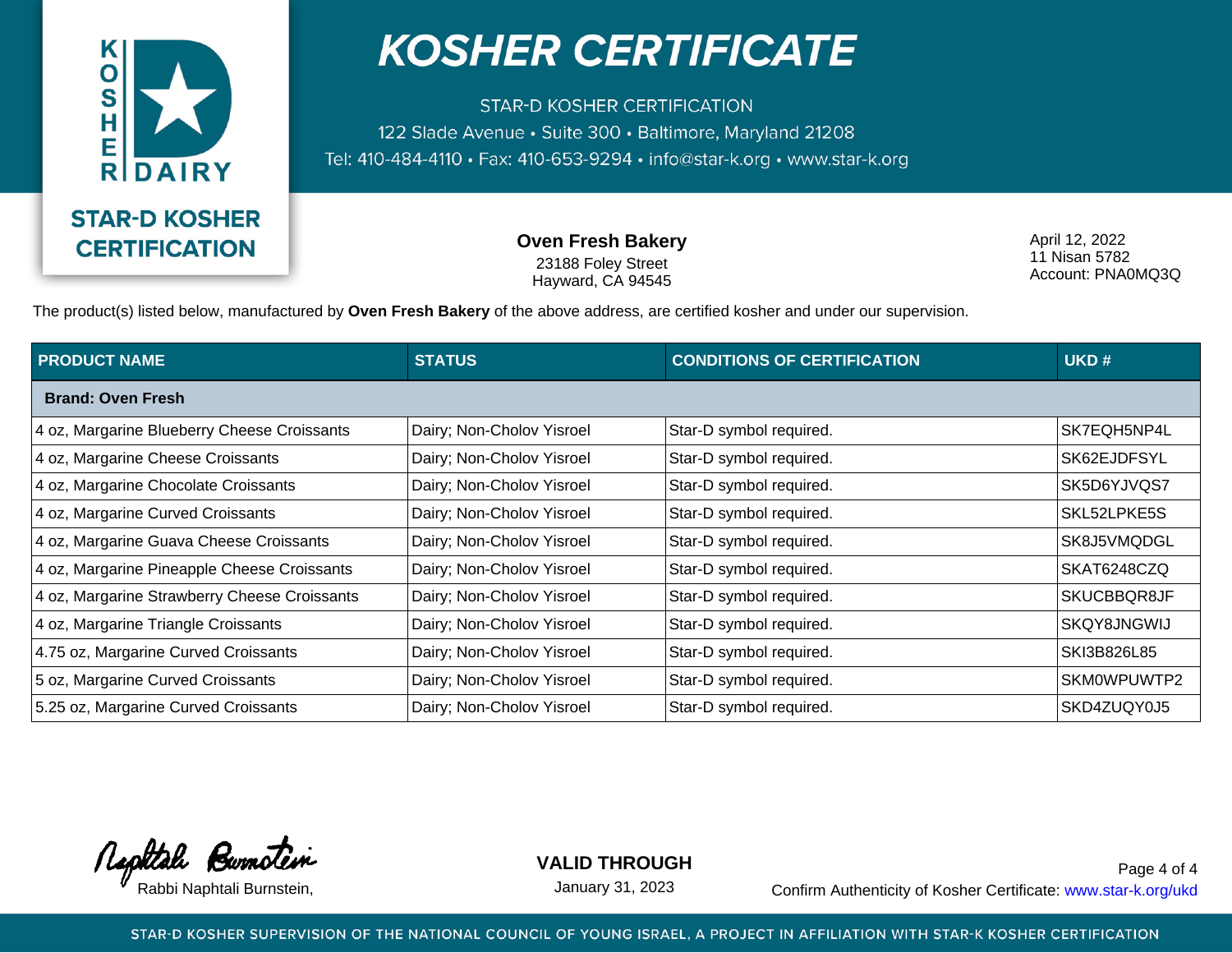# KOSHER CERTIFICATE

STAR-D KOSHER CERTIFICATION
122 Slade Avenue • Suite 300 • Baltimore, Maryland 21208
Tel: 410-484-4110 • Fax: 410-653-9294 • info@star-k.org • www.star-k.org

KOSHER DAIRY

STAR-D KOSHER CERTIFICATION

**Oven Fresh Bakery**
23188 Foley Street
Hayward, CA 94545

April 12, 2022
11 Nisan 5782
Account: PNA0MQ3Q

The product(s) listed below, manufactured by **Oven Fresh Bakery** of the above address, are certified kosher and under our supervision.

| PRODUCT NAME | STATUS | CONDITIONS OF CERTIFICATION | UKD # |
|---|---|---|---|
| **Brand: Oven Fresh** | | | |
| 4 oz, Margarine Blueberry Cheese Croissants | Dairy; Non-Cholov Yisroel | Star-D symbol required. | SK7EQH5NP4L |
| 4 oz, Margarine Cheese Croissants | Dairy; Non-Cholov Yisroel | Star-D symbol required. | SK62EJDFSYL |
| 4 oz, Margarine Chocolate Croissants | Dairy; Non-Cholov Yisroel | Star-D symbol required. | SK5D6YJVQS7 |
| 4 oz, Margarine Curved Croissants | Dairy; Non-Cholov Yisroel | Star-D symbol required. | SKL52LPKE5S |
| 4 oz, Margarine Guava Cheese Croissants | Dairy; Non-Cholov Yisroel | Star-D symbol required. | SK8J5VMQDGL |
| 4 oz, Margarine Pineapple Cheese Croissants | Dairy; Non-Cholov Yisroel | Star-D symbol required. | SKAT6248CZQ |
| 4 oz, Margarine Strawberry Cheese Croissants | Dairy; Non-Cholov Yisroel | Star-D symbol required. | SKUCBBQR8JF |
| 4 oz, Margarine Triangle Croissants | Dairy; Non-Cholov Yisroel | Star-D symbol required. | SKQY8JNGWIJ |
| 4.75 oz, Margarine Curved Croissants | Dairy; Non-Cholov Yisroel | Star-D symbol required. | SKI3B826L85 |
| 5 oz, Margarine Curved Croissants | Dairy; Non-Cholov Yisroel | Star-D symbol required. | SKM0WPUWTP2 |
| 5.25 oz, Margarine Curved Croissants | Dairy; Non-Cholov Yisroel | Star-D symbol required. | SKD4ZUQY0J5 |

Naphtali Burnstein
Rabbi Naphtali Burnstein,

**VALID THROUGH**
January 31, 2023

Confirm Authenticity of Kosher Certificate: www.star-k.org/ukd

STAR-D KOSHER SUPERVISION OF THE NATIONAL COUNCIL OF YOUNG ISRAEL, A PROJECT IN AFFILIATION WITH STAR-K KOSHER CERTIFICATION